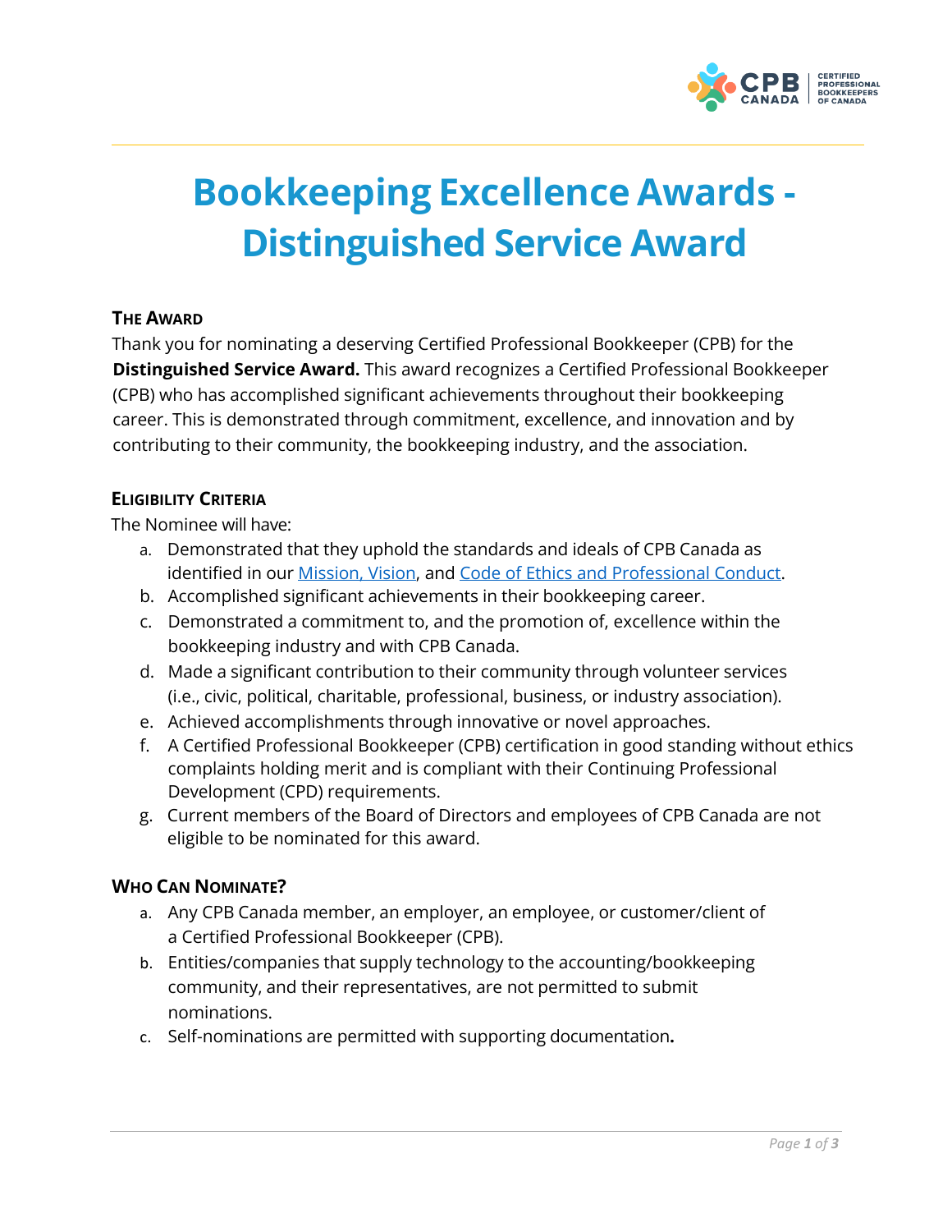# Bookkeeping Excellence Awards - Distinguished Service Award

## The Award

Thank you for nominating a deserving Certified Professional Bookkeeper (CPB) for the **Distinguished Service Award.** This award recognizes a Certified Professional Bookkeeper (CPB) who has accomplished significant achievements throughout their bookkeeping career. This is demonstrated through commitment, excellence, and innovation and by contributing to their community, the bookkeeping industry, and the association.

## Eligibility Criteria

The Nominee will have:

a. Demonstrated that they uphold the standards and ideals of CPB Canada as identified in our Mission, Vision, and Code of Ethics and Professional Conduct.
b. Accomplished significant achievements in their bookkeeping career.
c. Demonstrated a commitment to, and the promotion of, excellence within the bookkeeping industry and with CPB Canada.
d. Made a significant contribution to their community through volunteer services (i.e., civic, political, charitable, professional, business, or industry association).
e. Achieved accomplishments through innovative or novel approaches.
f. A Certified Professional Bookkeeper (CPB) certification in good standing without ethics complaints holding merit and is compliant with their Continuing Professional Development (CPD) requirements.
g. Current members of the Board of Directors and employees of CPB Canada are not eligible to be nominated for this award.

## Who Can Nominate?

a. Any CPB Canada member, an employer, an employee, or customer/client of a Certified Professional Bookkeeper (CPB).
b. Entities/companies that supply technology to the accounting/bookkeeping community, and their representatives, are not permitted to submit nominations.
c. Self-nominations are permitted with supporting documentation**.**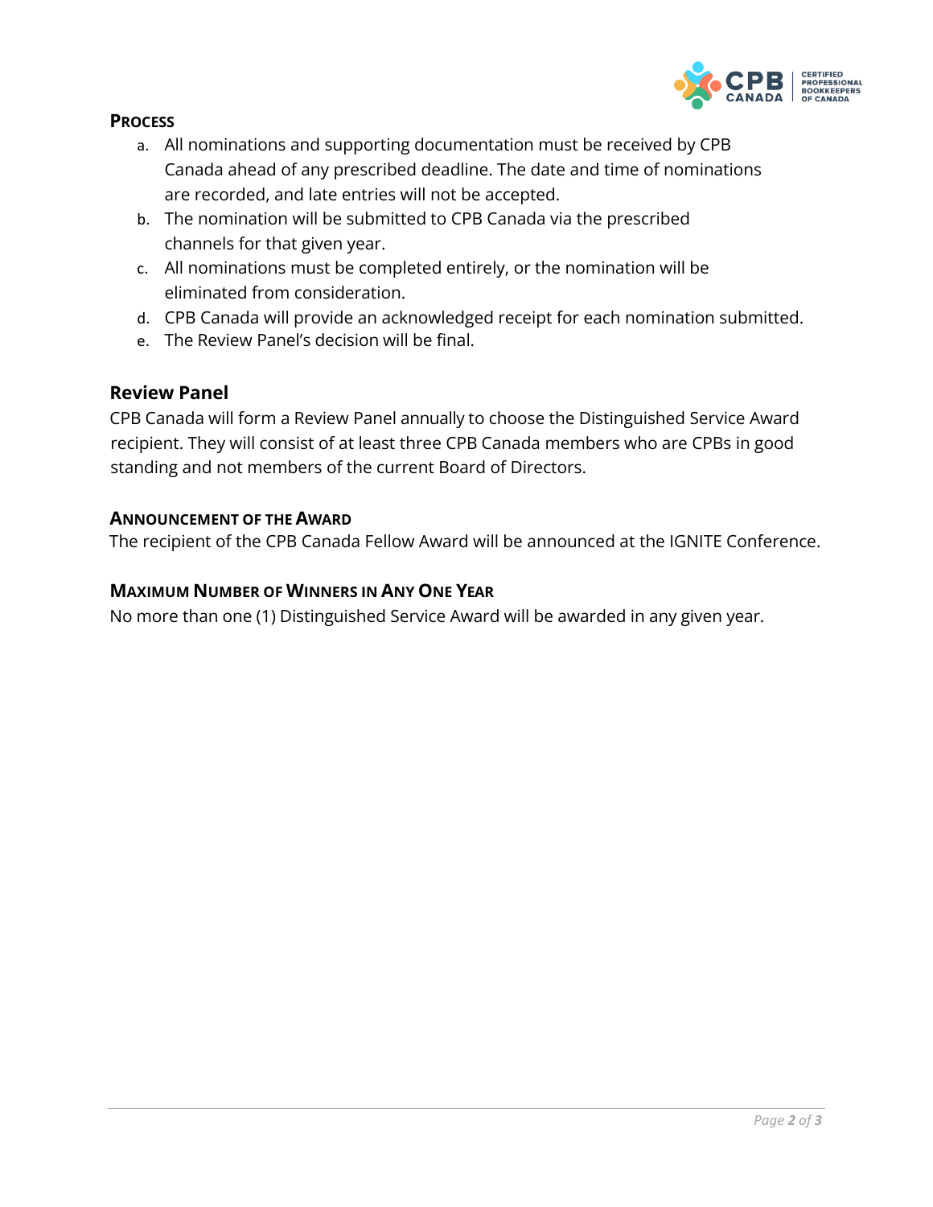### PROCESS

a. All nominations and supporting documentation must be received by CPB Canada ahead of any prescribed deadline. The date and time of nominations are recorded, and late entries will not be accepted.
b. The nomination will be submitted to CPB Canada via the prescribed channels for that given year.
c. All nominations must be completed entirely, or the nomination will be eliminated from consideration.
d. CPB Canada will provide an acknowledged receipt for each nomination submitted.
e. The Review Panel's decision will be final.

## Review Panel

CPB Canada will form a Review Panel annually to choose the Distinguished Service Award recipient. They will consist of at least three CPB Canada members who are CPBs in good standing and not members of the current Board of Directors.

### ANNOUNCEMENT OF THE AWARD

The recipient of the CPB Canada Fellow Award will be announced at the IGNITE Conference.

### MAXIMUM NUMBER OF WINNERS IN ANY ONE YEAR

No more than one (1) Distinguished Service Award will be awarded in any given year.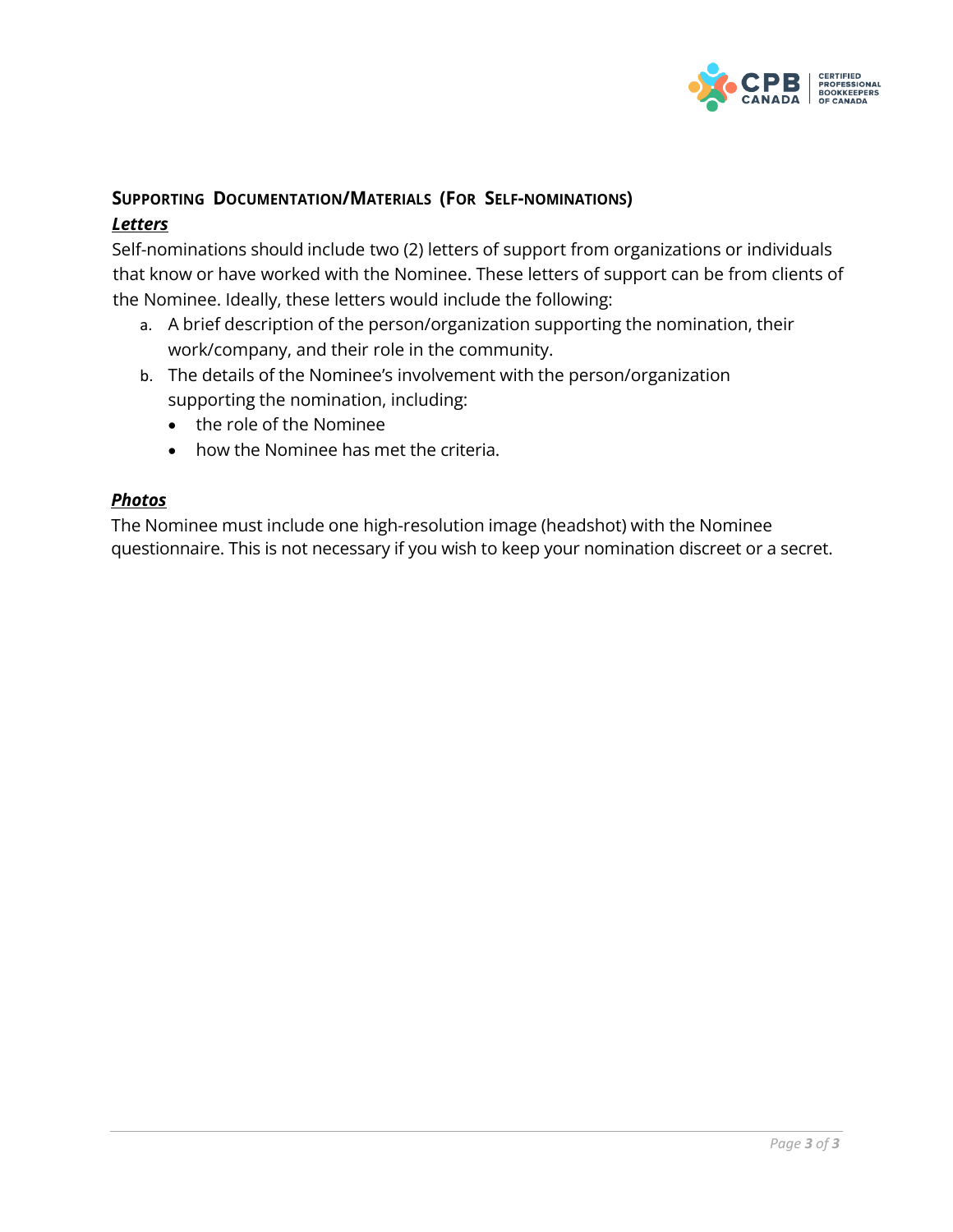## Supporting Documentation/Materials (For Self-nominations)

***Letters***

Self-nominations should include two (2) letters of support from organizations or individuals that know or have worked with the Nominee. These letters of support can be from clients of the Nominee. Ideally, these letters would include the following:

a. A brief description of the person/organization supporting the nomination, their work/company, and their role in the community.
b. The details of the Nominee's involvement with the person/organization supporting the nomination, including:
    - the role of the Nominee
    - how the Nominee has met the criteria.

***Photos***

The Nominee must include one high-resolution image (headshot) with the Nominee questionnaire. This is not necessary if you wish to keep your nomination discreet or a secret.